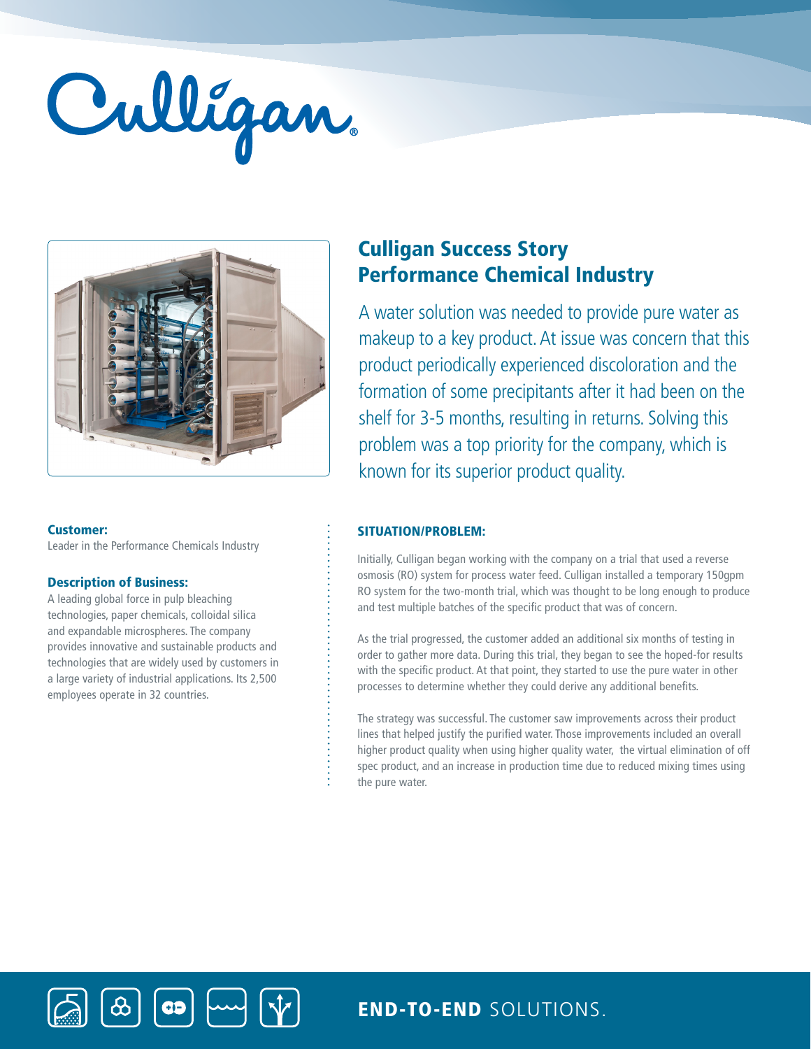# Culligan Success Story
## Performance Chemical Industry

A water solution was needed to provide pure water as makeup to a key product. At issue was concern that this product periodically experienced discoloration and the formation of some precipitants after it had been on the shelf for 3-5 months, resulting in returns. Solving this problem was a top priority for the company, which is known for its superior product quality.

**Customer:**
Leader in the Performance Chemicals Industry

**Description of Business:**
A leading global force in pulp bleaching technologies, paper chemicals, colloidal silica and expandable microspheres. The company provides innovative and sustainable products and technologies that are widely used by customers in a large variety of industrial applications. Its 2,500 employees operate in 32 countries.

### SITUATION/PROBLEM:

Initially, Culligan began working with the company on a trial that used a reverse osmosis (RO) system for process water feed. Culligan installed a temporary 150gpm RO system for the two-month trial, which was thought to be long enough to produce and test multiple batches of the specific product that was of concern.

As the trial progressed, the customer added an additional six months of testing in order to gather more data. During this trial, they began to see the hoped-for results with the specific product. At that point, they started to use the pure water in other processes to determine whether they could derive any additional benefits.

The strategy was successful. The customer saw improvements across their product lines that helped justify the purified water. Those improvements included an overall higher product quality when using higher quality water, the virtual elimination of off spec product, and an increase in production time due to reduced mixing times using the pure water.

**END-TO-END** SOLUTIONS.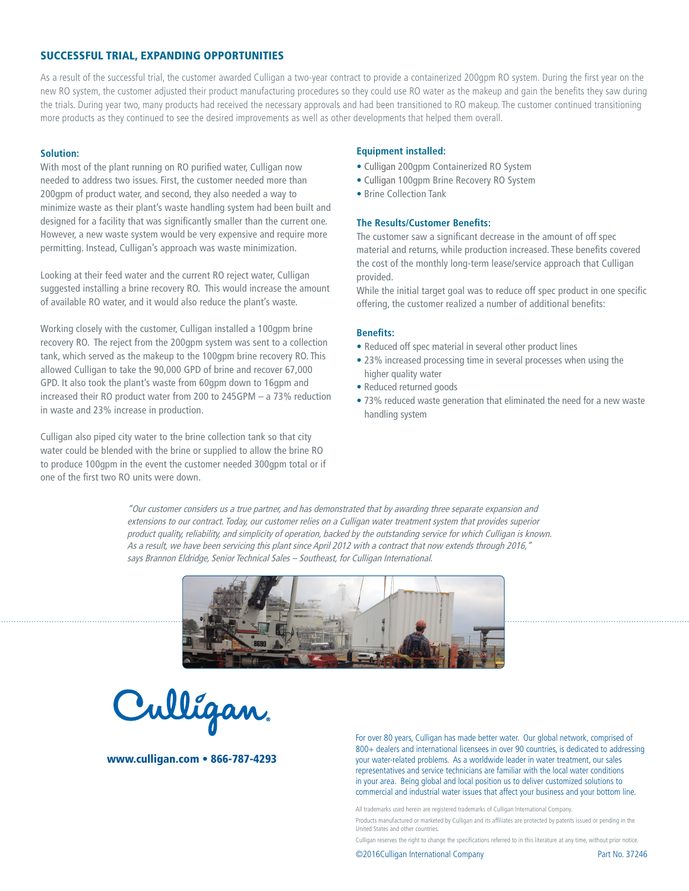## SUCCESSFUL TRIAL, EXPANDING OPPORTUNITIES

As a result of the successful trial, the customer awarded Culligan a two-year contract to provide a containerized 200gpm RO system. During the first year on the new RO system, the customer adjusted their product manufacturing procedures so they could use RO water as the makeup and gain the benefits they saw during the trials. During year two, many products had received the necessary approvals and had been transitioned to RO makeup. The customer continued transitioning more products as they continued to see the desired improvements as well as other developments that helped them overall.

### Solution:

With most of the plant running on RO purified water, Culligan now needed to address two issues. First, the customer needed more than 200gpm of product water, and second, they also needed a way to minimize waste as their plant's waste handling system had been built and designed for a facility that was significantly smaller than the current one. However, a new waste system would be very expensive and require more permitting. Instead, Culligan's approach was waste minimization.

Looking at their feed water and the current RO reject water, Culligan suggested installing a brine recovery RO. This would increase the amount of available RO water, and it would also reduce the plant's waste.

Working closely with the customer, Culligan installed a 100gpm brine recovery RO. The reject from the 200gpm system was sent to a collection tank, which served as the makeup to the 100gpm brine recovery RO. This allowed Culligan to take the 90,000 GPD of brine and recover 67,000 GPD. It also took the plant's waste from 60gpm down to 16gpm and increased their RO product water from 200 to 245GPM – a 73% reduction in waste and 23% increase in production.

Culligan also piped city water to the brine collection tank so that city water could be blended with the brine or supplied to allow the brine RO to produce 100gpm in the event the customer needed 300gpm total or if one of the first two RO units were down.

### Equipment installed:

- Culligan 200gpm Containerized RO System
- Culligan 100gpm Brine Recovery RO System
- Brine Collection Tank

### The Results/Customer Benefits:

The customer saw a significant decrease in the amount of off spec material and returns, while production increased. These benefits covered the cost of the monthly long-term lease/service approach that Culligan provided.

While the initial target goal was to reduce off spec product in one specific offering, the customer realized a number of additional benefits:

### Benefits:

- Reduced off spec material in several other product lines
- 23% increased processing time in several processes when using the higher quality water
- Reduced returned goods
- 73% reduced waste generation that eliminated the need for a new waste handling system

*"Our customer considers us a true partner, and has demonstrated that by awarding three separate expansion and extensions to our contract. Today, our customer relies on a Culligan water treatment system that provides superior product quality, reliability, and simplicity of operation, backed by the outstanding service for which Culligan is known. As a result, we have been servicing this plant since April 2012 with a contract that now extends through 2016," says Brannon Eldridge, Senior Technical Sales – Southeast, for Culligan International.*

Culligan

**www.culligan.com • 866-787-4293**

For over 80 years, Culligan has made better water. Our global network, comprised of 800+ dealers and international licensees in over 90 countries, is dedicated to addressing your water-related problems. As a worldwide leader in water treatment, our sales representatives and service technicians are familiar with the local water conditions in your area. Being global and local position us to deliver customized solutions to commercial and industrial water issues that affect your business and your bottom line.

All trademarks used herein are registered trademarks of Culligan International Company.

Products manufactured or marketed by Culligan and its affiliates are protected by patents issued or pending in the United States and other countries.

Culligan reserves the right to change the specifications referred to in this literature at any time, without prior notice.

©2016Culligan International Company

Part No. 37246